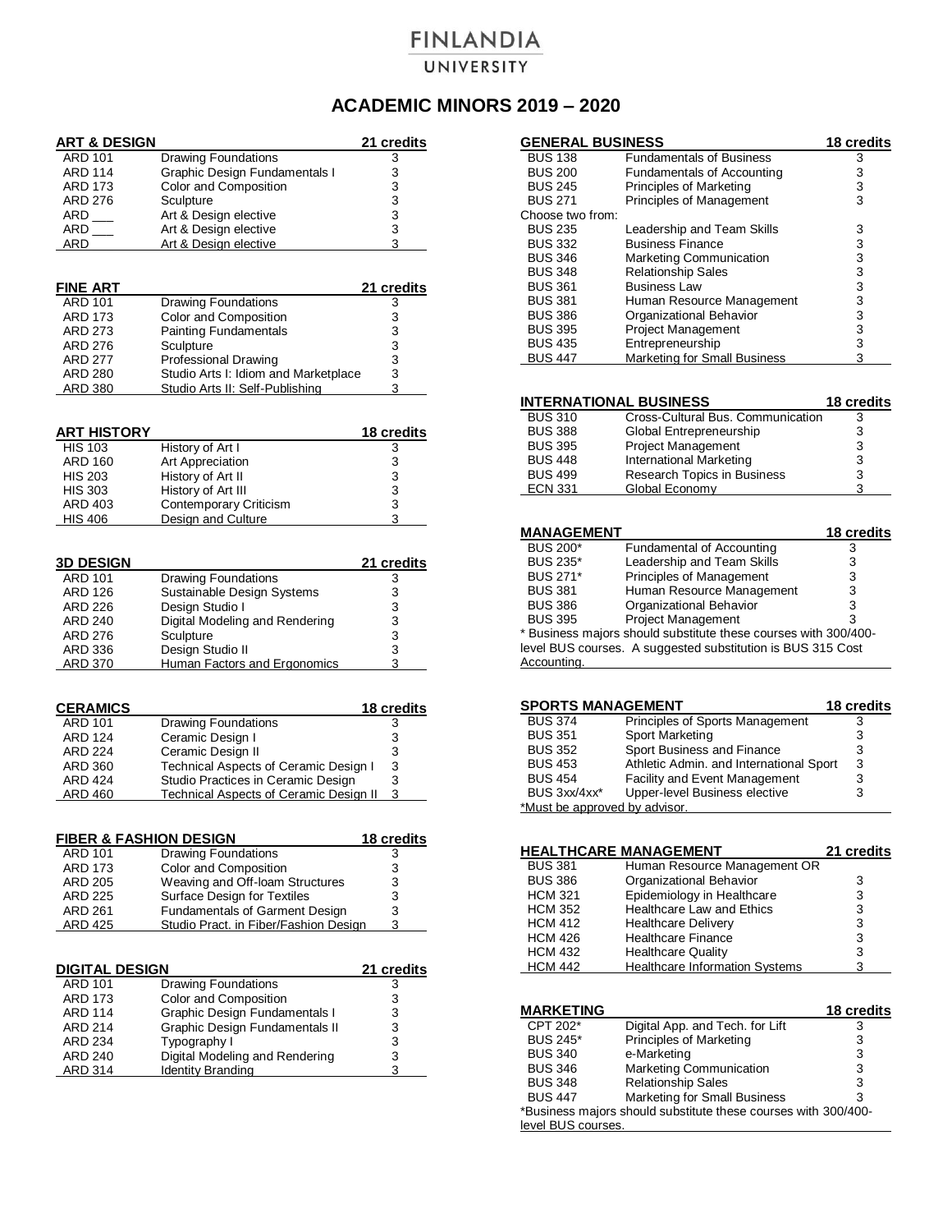# FINLANDIA UNIVERSITY

## ACADEMIC MINORS 2019 – 2020

| ART & DESIGN | | 21 credits |
|---|---|---|
| ARD 101 | Drawing Foundations | 3 |
| ARD 114 | Graphic Design Fundamentals I | 3 |
| ARD 173 | Color and Composition | 3 |
| ARD 276 | Sculpture | 3 |
| ARD ___ | Art & Design elective | 3 |
| ARD ___ | Art & Design elective | 3 |
| ARD | Art & Design elective | 3 |

| FINE ART | | 21 credits |
|---|---|---|
| ARD 101 | Drawing Foundations | 3 |
| ARD 173 | Color and Composition | 3 |
| ARD 273 | Painting Fundamentals | 3 |
| ARD 276 | Sculpture | 3 |
| ARD 277 | Professional Drawing | 3 |
| ARD 280 | Studio Arts I: Idiom and Marketplace | 3 |
| ARD 380 | Studio Arts II: Self-Publishing | 3 |

| ART HISTORY | | 18 credits |
|---|---|---|
| HIS 103 | History of Art I | 3 |
| ARD 160 | Art Appreciation | 3 |
| HIS 203 | History of Art II | 3 |
| HIS 303 | History of Art III | 3 |
| ARD 403 | Contemporary Criticism | 3 |
| HIS 406 | Design and Culture | 3 |

| 3D DESIGN | | 21 credits |
|---|---|---|
| ARD 101 | Drawing Foundations | 3 |
| ARD 126 | Sustainable Design Systems | 3 |
| ARD 226 | Design Studio I | 3 |
| ARD 240 | Digital Modeling and Rendering | 3 |
| ARD 276 | Sculpture | 3 |
| ARD 336 | Design Studio II | 3 |
| ARD 370 | Human Factors and Ergonomics | 3 |

| CERAMICS | | 18 credits |
|---|---|---|
| ARD 101 | Drawing Foundations | 3 |
| ARD 124 | Ceramic Design I | 3 |
| ARD 224 | Ceramic Design II | 3 |
| ARD 360 | Technical Aspects of Ceramic Design I | 3 |
| ARD 424 | Studio Practices in Ceramic Design | 3 |
| ARD 460 | Technical Aspects of Ceramic Design II | 3 |

| FIBER & FASHION DESIGN | | 18 credits |
|---|---|---|
| ARD 101 | Drawing Foundations | 3 |
| ARD 173 | Color and Composition | 3 |
| ARD 205 | Weaving and Off-loam Structures | 3 |
| ARD 225 | Surface Design for Textiles | 3 |
| ARD 261 | Fundamentals of Garment Design | 3 |
| ARD 425 | Studio Pract. in Fiber/Fashion Design | 3 |

| DIGITAL DESIGN | | 21 credits |
|---|---|---|
| ARD 101 | Drawing Foundations | 3 |
| ARD 173 | Color and Composition | 3 |
| ARD 114 | Graphic Design Fundamentals I | 3 |
| ARD 214 | Graphic Design Fundamentals II | 3 |
| ARD 234 | Typography I | 3 |
| ARD 240 | Digital Modeling and Rendering | 3 |
| ARD 314 | Identity Branding | 3 |

| GENERAL BUSINESS | | 18 credits |
|---|---|---|
| BUS 138 | Fundamentals of Business | 3 |
| BUS 200 | Fundamentals of Accounting | 3 |
| BUS 245 | Principles of Marketing | 3 |
| BUS 271 | Principles of Management | 3 |
| Choose two from: | | |
| BUS 235 | Leadership and Team Skills | 3 |
| BUS 332 | Business Finance | 3 |
| BUS 346 | Marketing Communication | 3 |
| BUS 348 | Relationship Sales | 3 |
| BUS 361 | Business Law | 3 |
| BUS 381 | Human Resource Management | 3 |
| BUS 386 | Organizational Behavior | 3 |
| BUS 395 | Project Management | 3 |
| BUS 435 | Entrepreneurship | 3 |
| BUS 447 | Marketing for Small Business | 3 |

| INTERNATIONAL BUSINESS | | 18 credits |
|---|---|---|
| BUS 310 | Cross-Cultural Bus. Communication | 3 |
| BUS 388 | Global Entrepreneurship | 3 |
| BUS 395 | Project Management | 3 |
| BUS 448 | International Marketing | 3 |
| BUS 499 | Research Topics in Business | 3 |
| ECN 331 | Global Economy | 3 |

| MANAGEMENT | | 18 credits |
|---|---|---|
| BUS 200* | Fundamental of Accounting | 3 |
| BUS 235* | Leadership and Team Skills | 3 |
| BUS 271* | Principles of Management | 3 |
| BUS 381 | Human Resource Management | 3 |
| BUS 386 | Organizational Behavior | 3 |
| BUS 395 | Project Management | 3 |

* Business majors should substitute these courses with 300/400-level BUS courses. A suggested substitution is BUS 315 Cost Accounting.

| SPORTS MANAGEMENT | | 18 credits |
|---|---|---|
| BUS 374 | Principles of Sports Management | 3 |
| BUS 351 | Sport Marketing | 3 |
| BUS 352 | Sport Business and Finance | 3 |
| BUS 453 | Athletic Admin. and International Sport | 3 |
| BUS 454 | Facility and Event Management | 3 |
| BUS 3xx/4xx* | Upper-level Business elective | 3 |

*Must be approved by advisor.

| HEALTHCARE MANAGEMENT | | 21 credits |
|---|---|---|
| BUS 381 | Human Resource Management OR | |
| BUS 386 | Organizational Behavior | 3 |
| HCM 321 | Epidemiology in Healthcare | 3 |
| HCM 352 | Healthcare Law and Ethics | 3 |
| HCM 412 | Healthcare Delivery | 3 |
| HCM 426 | Healthcare Finance | 3 |
| HCM 432 | Healthcare Quality | 3 |
| HCM 442 | Healthcare Information Systems | 3 |

| MARKETING | | 18 credits |
|---|---|---|
| CPT 202* | Digital App. and Tech. for Lift | 3 |
| BUS 245* | Principles of Marketing | 3 |
| BUS 340 | e-Marketing | 3 |
| BUS 346 | Marketing Communication | 3 |
| BUS 348 | Relationship Sales | 3 |
| BUS 447 | Marketing for Small Business | 3 |

*Business majors should substitute these courses with 300/400-level BUS courses.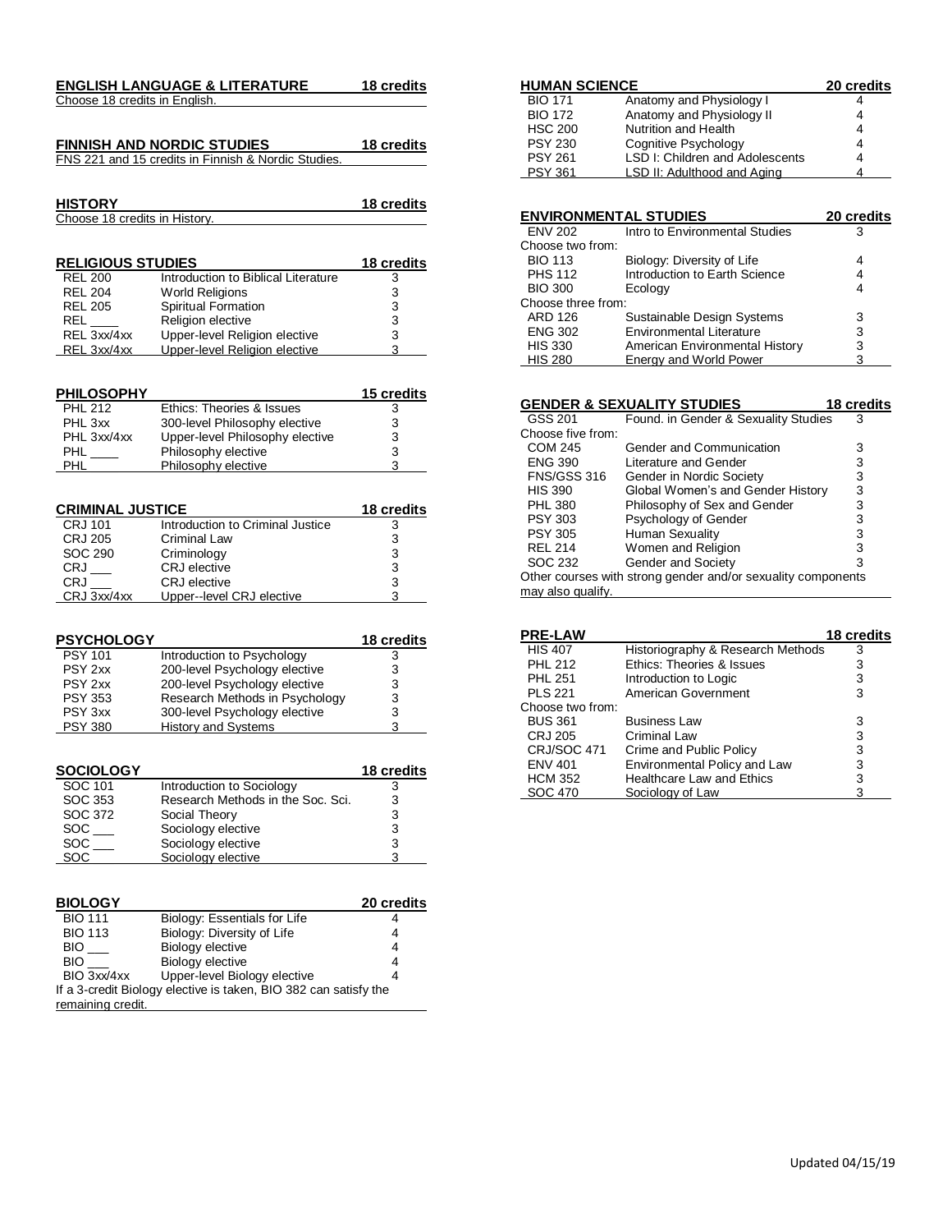## ENGLISH LANGUAGE & LITERATURE — 18 credits

Choose 18 credits in English.

## FINNISH AND NORDIC STUDIES — 18 credits

FNS 221 and 15 credits in Finnish & Nordic Studies.

## HISTORY — 18 credits

Choose 18 credits in History.

## RELIGIOUS STUDIES — 18 credits

| | | |
|---|---|---|
| REL 200 | Introduction to Biblical Literature | 3 |
| REL 204 | World Religions | 3 |
| REL 205 | Spiritual Formation | 3 |
| REL ____ | Religion elective | 3 |
| REL 3xx/4xx | Upper-level Religion elective | 3 |
| REL 3xx/4xx | Upper-level Religion elective | 3 |

## PHILOSOPHY — 15 credits

| | | |
|---|---|---|
| PHL 212 | Ethics: Theories & Issues | 3 |
| PHL 3xx | 300-level Philosophy elective | 3 |
| PHL 3xx/4xx | Upper-level Philosophy elective | 3 |
| PHL ____ | Philosophy elective | 3 |
| PHL | Philosophy elective | 3 |

## CRIMINAL JUSTICE — 18 credits

| | | |
|---|---|---|
| CRJ 101 | Introduction to Criminal Justice | 3 |
| CRJ 205 | Criminal Law | 3 |
| SOC 290 | Criminology | 3 |
| CRJ ___ | CRJ elective | 3 |
| CRJ ___ | CRJ elective | 3 |
| CRJ 3xx/4xx | Upper--level CRJ elective | 3 |

## PSYCHOLOGY — 18 credits

| | | |
|---|---|---|
| PSY 101 | Introduction to Psychology | 3 |
| PSY 2xx | 200-level Psychology elective | 3 |
| PSY 2xx | 200-level Psychology elective | 3 |
| PSY 353 | Research Methods in Psychology | 3 |
| PSY 3xx | 300-level Psychology elective | 3 |
| PSY 380 | History and Systems | 3 |

## SOCIOLOGY — 18 credits

| | | |
|---|---|---|
| SOC 101 | Introduction to Sociology | 3 |
| SOC 353 | Research Methods in the Soc. Sci. | 3 |
| SOC 372 | Social Theory | 3 |
| SOC ___ | Sociology elective | 3 |
| SOC ___ | Sociology elective | 3 |
| SOC | Sociology elective | 3 |

## BIOLOGY — 20 credits

| | | |
|---|---|---|
| BIO 111 | Biology: Essentials for Life | 4 |
| BIO 113 | Biology: Diversity of Life | 4 |
| BIO ___ | Biology elective | 4 |
| BIO ___ | Biology elective | 4 |
| BIO 3xx/4xx | Upper-level Biology elective | 4 |

If a 3-credit Biology elective is taken, BIO 382 can satisfy the remaining credit.

## HUMAN SCIENCE — 20 credits

| | | |
|---|---|---|
| BIO 171 | Anatomy and Physiology I | 4 |
| BIO 172 | Anatomy and Physiology II | 4 |
| HSC 200 | Nutrition and Health | 4 |
| PSY 230 | Cognitive Psychology | 4 |
| PSY 261 | LSD I: Children and Adolescents | 4 |
| PSY 361 | LSD II: Adulthood and Aging | 4 |

## ENVIRONMENTAL STUDIES — 20 credits

| | | |
|---|---|---|
| ENV 202 | Intro to Environmental Studies | 3 |
| Choose two from: | | |
| BIO 113 | Biology: Diversity of Life | 4 |
| PHS 112 | Introduction to Earth Science | 4 |
| BIO 300 | Ecology | 4 |
| Choose three from: | | |
| ARD 126 | Sustainable Design Systems | 3 |
| ENG 302 | Environmental Literature | 3 |
| HIS 330 | American Environmental History | 3 |
| HIS 280 | Energy and World Power | 3 |

## GENDER & SEXUALITY STUDIES — 18 credits

| | | |
|---|---|---|
| GSS 201 | Found. in Gender & Sexuality Studies | 3 |
| Choose five from: | | |
| COM 245 | Gender and Communication | 3 |
| ENG 390 | Literature and Gender | 3 |
| FNS/GSS 316 | Gender in Nordic Society | 3 |
| HIS 390 | Global Women's and Gender History | 3 |
| PHL 380 | Philosophy of Sex and Gender | 3 |
| PSY 303 | Psychology of Gender | 3 |
| PSY 305 | Human Sexuality | 3 |
| REL 214 | Women and Religion | 3 |
| SOC 232 | Gender and Society | 3 |

Other courses with strong gender and/or sexuality components may also qualify.

## PRE-LAW — 18 credits

| | | |
|---|---|---|
| HIS 407 | Historiography & Research Methods | 3 |
| PHL 212 | Ethics: Theories & Issues | 3 |
| PHL 251 | Introduction to Logic | 3 |
| PLS 221 | American Government | 3 |
| Choose two from: | | |
| BUS 361 | Business Law | 3 |
| CRJ 205 | Criminal Law | 3 |
| CRJ/SOC 471 | Crime and Public Policy | 3 |
| ENV 401 | Environmental Policy and Law | 3 |
| HCM 352 | Healthcare Law and Ethics | 3 |
| SOC 470 | Sociology of Law | 3 |

Updated 04/15/19